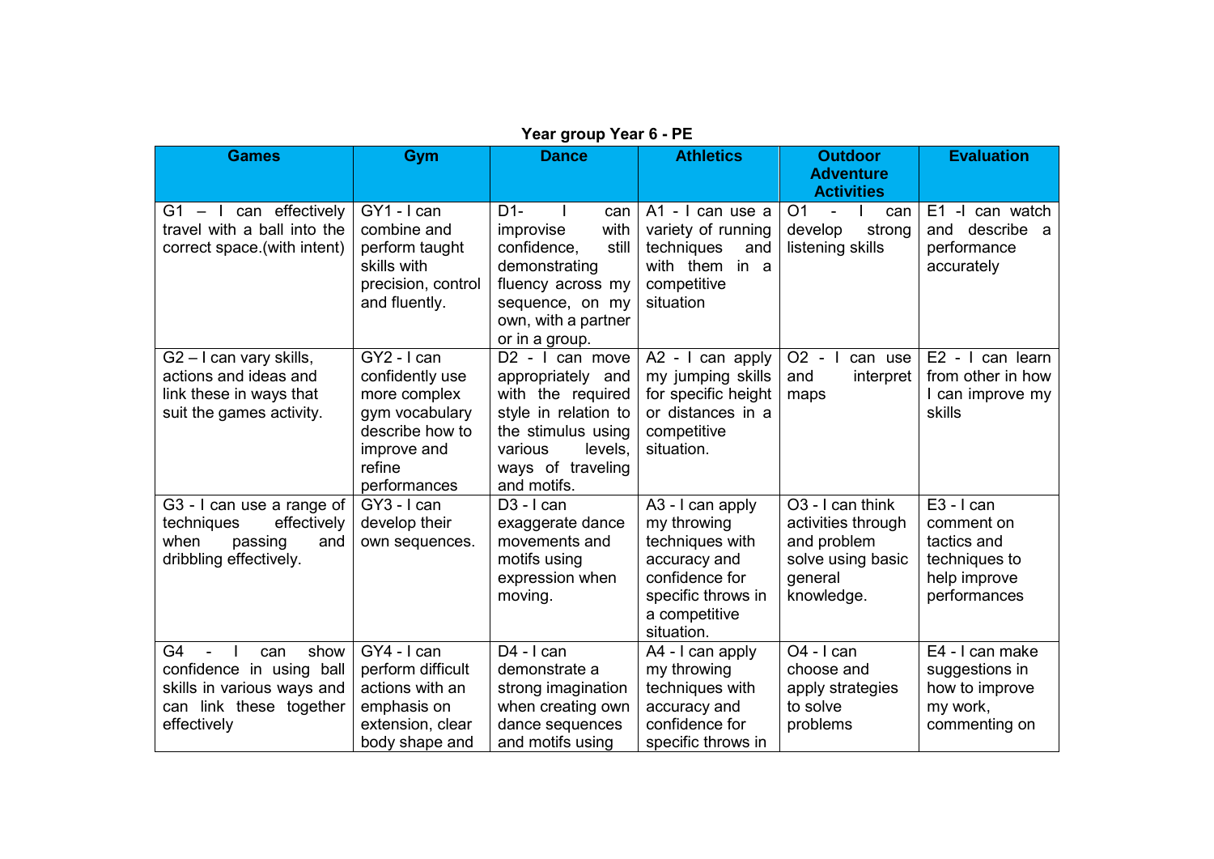**Year group Year 6 - PE**

| Games | Gym | Dance | Athletics | Outdoor Adventure Activities | Evaluation |
|---|---|---|---|---|---|
| G1 – I can effectively travel with a ball into the correct space.(with intent) | GY1 - I can combine and perform taught skills with precision, control and fluently. | D1- I can improvise with confidence, still demonstrating fluency across my sequence, on my own, with a partner or in a group. | A1 - I can use a variety of running techniques and with them in a competitive situation | O1 - I can develop strong listening skills | E1 -I can watch and describe a performance accurately |
| G2 – I can vary skills, actions and ideas and link these in ways that suit the games activity. | GY2 - I can confidently use more complex gym vocabulary describe how to improve and refine performances | D2 - I can move appropriately and with the required style in relation to the stimulus using various levels, ways of traveling and motifs. | A2 - I can apply my jumping skills for specific height or distances in a competitive situation. | O2 - I can use and interpret maps | E2 - I can learn from other in how I can improve my skills |
| G3 - I can use a range of techniques effectively when passing and dribbling effectively. | GY3 - I can develop their own sequences. | D3 - I can exaggerate dance movements and motifs using expression when moving. | A3 - I can apply my throwing techniques with accuracy and confidence for specific throws in a competitive situation. | O3 - I can think activities through and problem solve using basic general knowledge. | E3 - I can comment on tactics and techniques to help improve performances |
| G4 - I can show confidence in using ball skills in various ways and can link these together effectively | GY4 - I can perform difficult actions with an emphasis on extension, clear body shape and | D4 - I can demonstrate a strong imagination when creating own dance sequences and motifs using | A4 - I can apply my throwing techniques with accuracy and confidence for specific throws in | O4 - I can choose and apply strategies to solve problems | E4 - I can make suggestions in how to improve my work, commenting on |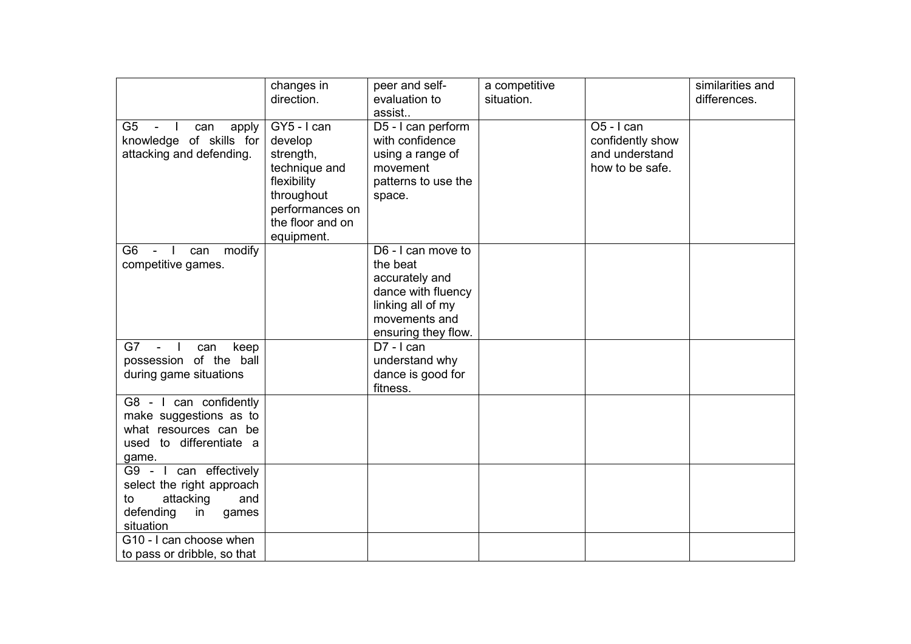|  |  |  |  |  |  |
|---|---|---|---|---|---|
|  | changes in direction. | peer and self-evaluation to assist.. | a competitive situation. |  | similarities and differences. |
| G5 - I can apply knowledge of skills for attacking and defending. | GY5 - I can develop strength, technique and flexibility throughout performances on the floor and on equipment. | D5 - I can perform with confidence using a range of movement patterns to use the space. |  | O5 - I can confidently show and understand how to be safe. |  |
| G6 - I can modify competitive games. |  | D6 - I can move to the beat accurately and dance with fluency linking all of my movements and ensuring they flow. |  |  |  |
| G7 - I can keep possession of the ball during game situations |  | D7 - I can understand why dance is good for fitness. |  |  |  |
| G8 - I can confidently make suggestions as to what resources can be used to differentiate a game. |  |  |  |  |  |
| G9 - I can effectively select the right approach to attacking and defending in games situation |  |  |  |  |  |
| G10 - I can choose when to pass or dribble, so that |  |  |  |  |  |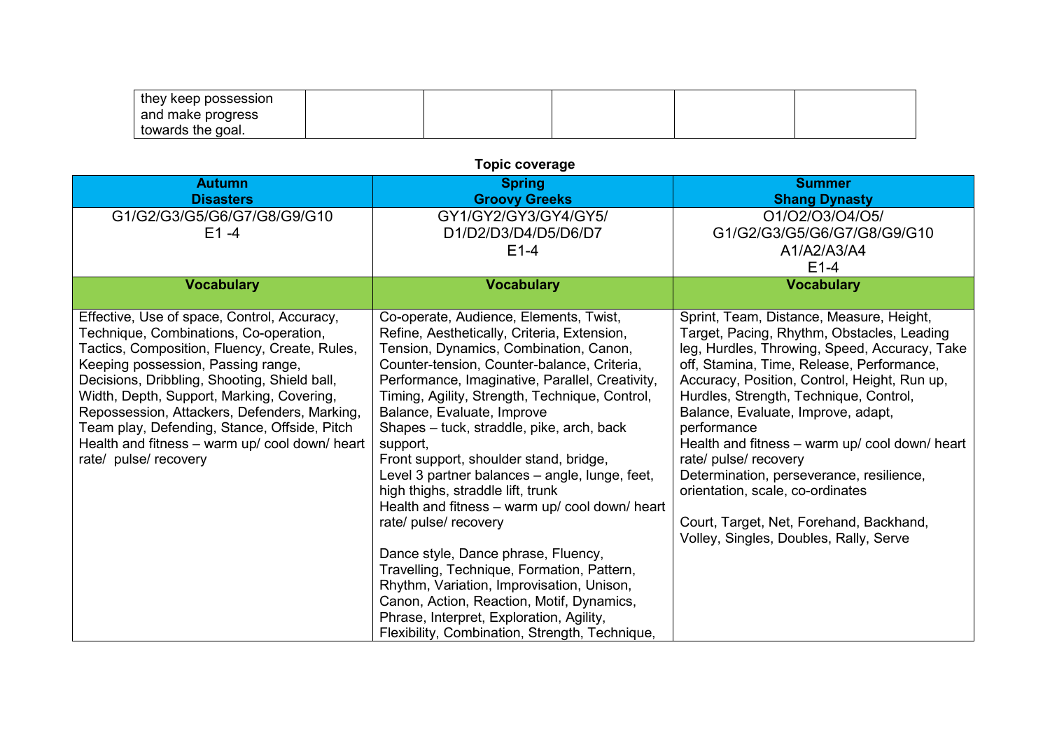| they keep possession and make progress towards the goal. | | | | | |
|---|---|---|---|---|---|

**Topic coverage**

| Autumn<br>Disasters | Spring<br>Groovy Greeks | Summer<br>Shang Dynasty |
|---|---|---|
| G1/G2/G3/G5/G6/G7/G8/G9/G10<br>E1 -4 | GY1/GY2/GY3/GY4/GY5/<br>D1/D2/D3/D4/D5/D6/D7<br>E1-4 | O1/O2/O3/O4/O5/<br>G1/G2/G3/G5/G6/G7/G8/G9/G10<br>A1/A2/A3/A4<br>E1-4 |
| **Vocabulary** | **Vocabulary** | **Vocabulary** |
| Effective, Use of space, Control, Accuracy, Technique, Combinations, Co-operation, Tactics, Composition, Fluency, Create, Rules, Keeping possession, Passing range, Decisions, Dribbling, Shooting, Shield ball, Width, Depth, Support, Marking, Covering, Repossession, Attackers, Defenders, Marking, Team play, Defending, Stance, Offside, Pitch<br>Health and fitness – warm up/ cool down/ heart rate/ pulse/ recovery | Co-operate, Audience, Elements, Twist, Refine, Aesthetically, Criteria, Extension, Tension, Dynamics, Combination, Canon, Counter-tension, Counter-balance, Criteria, Performance, Imaginative, Parallel, Creativity, Timing, Agility, Strength, Technique, Control, Balance, Evaluate, Improve<br>Shapes – tuck, straddle, pike, arch, back support,<br>Front support, shoulder stand, bridge,<br>Level 3 partner balances – angle, lunge, feet, high thighs, straddle lift, trunk<br>Health and fitness – warm up/ cool down/ heart rate/ pulse/ recovery<br><br>Dance style, Dance phrase, Fluency, Travelling, Technique, Formation, Pattern, Rhythm, Variation, Improvisation, Unison, Canon, Action, Reaction, Motif, Dynamics, Phrase, Interpret, Exploration, Agility, Flexibility, Combination, Strength, Technique, | Sprint, Team, Distance, Measure, Height, Target, Pacing, Rhythm, Obstacles, Leading leg, Hurdles, Throwing, Speed, Accuracy, Take off, Stamina, Time, Release, Performance, Accuracy, Position, Control, Height, Run up, Hurdles, Strength, Technique, Control, Balance, Evaluate, Improve, adapt, performance<br>Health and fitness – warm up/ cool down/ heart rate/ pulse/ recovery<br>Determination, perseverance, resilience, orientation, scale, co-ordinates<br><br>Court, Target, Net, Forehand, Backhand, Volley, Singles, Doubles, Rally, Serve |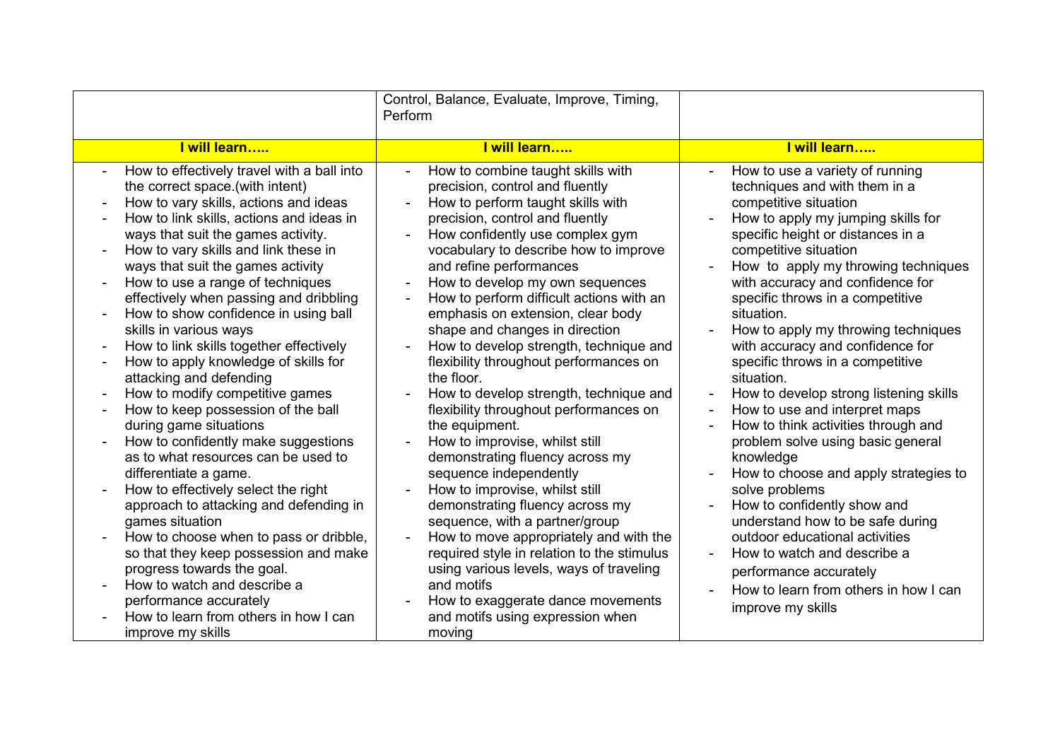|  | Control, Balance, Evaluate, Improve, Timing, Perform |  |
|---|---|---|
| **I will learn…..** | **I will learn…..** | **I will learn…..** |
| - How to effectively travel with a ball into the correct space.(with intent)<br>- How to vary skills, actions and ideas<br>- How to link skills, actions and ideas in ways that suit the games activity.<br>- How to vary skills and link these in ways that suit the games activity<br>- How to use a range of techniques effectively when passing and dribbling<br>- How to show confidence in using ball skills in various ways<br>- How to link skills together effectively<br>- How to apply knowledge of skills for attacking and defending<br>- How to modify competitive games<br>- How to keep possession of the ball during game situations<br>- How to confidently make suggestions as to what resources can be used to differentiate a game.<br>- How to effectively select the right approach to attacking and defending in games situation<br>- How to choose when to pass or dribble, so that they keep possession and make progress towards the goal.<br>- How to watch and describe a performance accurately<br>- How to learn from others in how I can improve my skills | - How to combine taught skills with precision, control and fluently<br>- How to perform taught skills with precision, control and fluently<br>- How confidently use complex gym vocabulary to describe how to improve and refine performances<br>- How to develop my own sequences<br>- How to perform difficult actions with an emphasis on extension, clear body shape and changes in direction<br>- How to develop strength, technique and flexibility throughout performances on the floor.<br>- How to develop strength, technique and flexibility throughout performances on the equipment.<br>- How to improvise, whilst still demonstrating fluency across my sequence independently<br>- How to improvise, whilst still demonstrating fluency across my sequence, with a partner/group<br>- How to move appropriately and with the required style in relation to the stimulus using various levels, ways of traveling and motifs<br>- How to exaggerate dance movements and motifs using expression when moving | - How to use a variety of running techniques and with them in a competitive situation<br>- How to apply my jumping skills for specific height or distances in a competitive situation<br>- How to apply my throwing techniques with accuracy and confidence for specific throws in a competitive situation.<br>- How to apply my throwing techniques with accuracy and confidence for specific throws in a competitive situation.<br>- How to develop strong listening skills<br>- How to use and interpret maps<br>- How to think activities through and problem solve using basic general knowledge<br>- How to choose and apply strategies to solve problems<br>- How to confidently show and understand how to be safe during outdoor educational activities<br>- How to watch and describe a performance accurately<br>- How to learn from others in how I can improve my skills |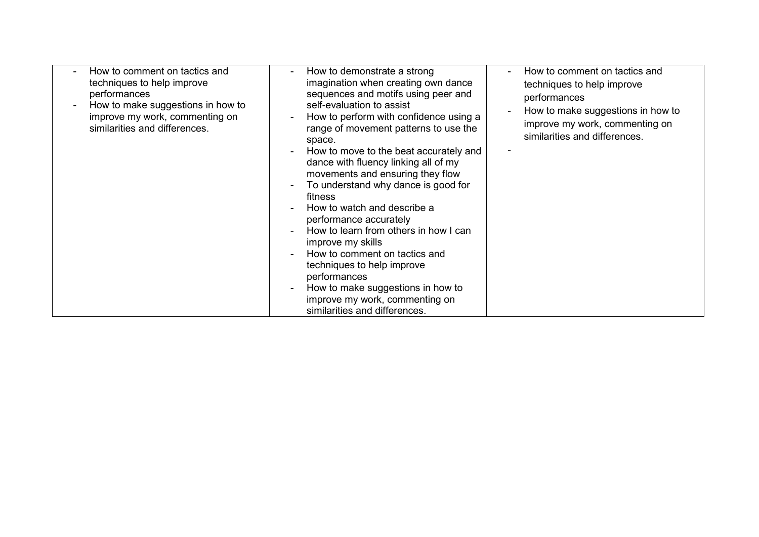| | | |
|---|---|---|
| - How to comment on tactics and techniques to help improve performances<br>- How to make suggestions in how to improve my work, commenting on similarities and differences. | - How to demonstrate a strong imagination when creating own dance sequences and motifs using peer and self-evaluation to assist<br>- How to perform with confidence using a range of movement patterns to use the space.<br>- How to move to the beat accurately and dance with fluency linking all of my movements and ensuring they flow<br>- To understand why dance is good for fitness<br>- How to watch and describe a performance accurately<br>- How to learn from others in how I can improve my skills<br>- How to comment on tactics and techniques to help improve performances<br>- How to make suggestions in how to improve my work, commenting on similarities and differences. | - How to comment on tactics and techniques to help improve performances<br>- How to make suggestions in how to improve my work, commenting on similarities and differences.<br>- |